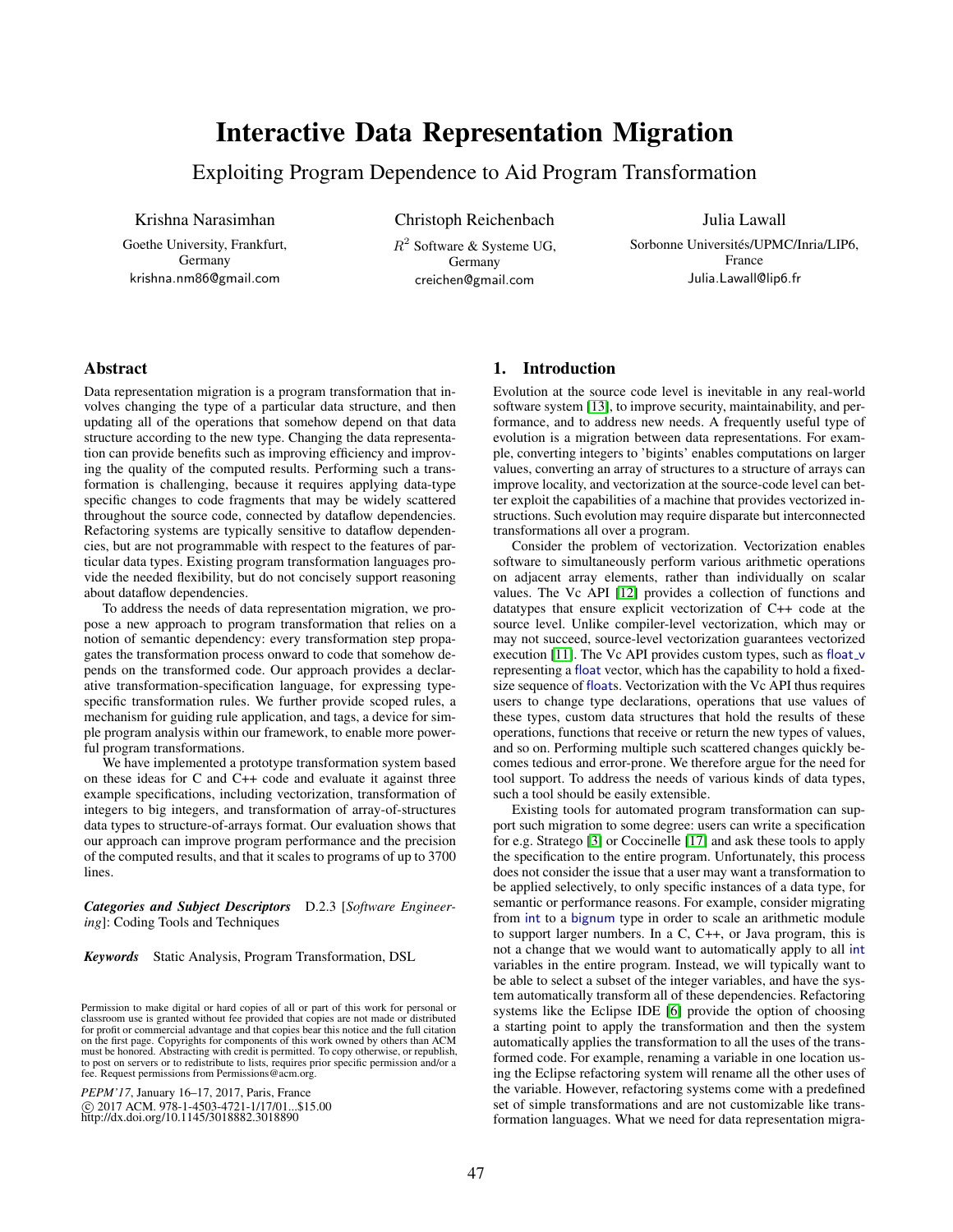# Interactive Data Representation Migration

## Exploiting Program Dependence to Aid Program Transformation

Krishna Narasimhan
Goethe University, Frankfurt, Germany
krishna.nm86@gmail.com

Christoph Reichenbach
$R^2$ Software & Systeme UG, Germany
creichen@gmail.com

Julia Lawall
Sorbonne Universités/UPMC/Inria/LIP6, France
Julia.Lawall@lip6.fr

## Abstract

Data representation migration is a program transformation that involves changing the type of a particular data structure, and then updating all of the operations that somehow depend on that data structure according to the new type. Changing the data representation can provide benefits such as improving efficiency and improving the quality of the computed results. Performing such a transformation is challenging, because it requires applying data-type specific changes to code fragments that may be widely scattered throughout the source code, connected by dataflow dependencies. Refactoring systems are typically sensitive to dataflow dependencies, but are not programmable with respect to the features of particular data types. Existing program transformation languages provide the needed flexibility, but do not concisely support reasoning about dataflow dependencies.

To address the needs of data representation migration, we propose a new approach to program transformation that relies on a notion of semantic dependency: every transformation step propagates the transformation process onward to code that somehow depends on the transformed code. Our approach provides a declarative transformation-specification language, for expressing type-specific transformation rules. We further provide scoped rules, a mechanism for guiding rule application, and tags, a device for simple program analysis within our framework, to enable more powerful program transformations.

We have implemented a prototype transformation system based on these ideas for C and C++ code and evaluate it against three example specifications, including vectorization, transformation of integers to big integers, and transformation of array-of-structures data types to structure-of-arrays format. Our evaluation shows that our approach can improve program performance and the precision of the computed results, and that it scales to programs of up to 3700 lines.

***Categories and Subject Descriptors*** D.2.3 [*Software Engineering*]: Coding Tools and Techniques

***Keywords*** Static Analysis, Program Transformation, DSL

Permission to make digital or hard copies of all or part of this work for personal or classroom use is granted without fee provided that copies are not made or distributed for profit or commercial advantage and that copies bear this notice and the full citation on the first page. Copyrights for components of this work owned by others than ACM must be honored. Abstracting with credit is permitted. To copy otherwise, or republish, to post on servers or to redistribute to lists, requires prior specific permission and/or a fee. Request permissions from Permissions@acm.org.

*PEPM'17*, January 16–17, 2017, Paris, France
© 2017 ACM. 978-1-4503-4721-1/17/01...$15.00
http://dx.doi.org/10.1145/3018882.3018890

## 1. Introduction

Evolution at the source code level is inevitable in any real-world software system [13], to improve security, maintainability, and performance, and to address new needs. A frequently useful type of evolution is a migration between data representations. For example, converting integers to 'bigints' enables computations on larger values, converting an array of structures to a structure of arrays can improve locality, and vectorization at the source-code level can better exploit the capabilities of a machine that provides vectorized instructions. Such evolution may require disparate but interconnected transformations all over a program.

Consider the problem of vectorization. Vectorization enables software to simultaneously perform various arithmetic operations on adjacent array elements, rather than individually on scalar values. The Vc API [12] provides a collection of functions and datatypes that ensure explicit vectorization of C++ code at the source level. Unlike compiler-level vectorization, which may or may not succeed, source-level vectorization guarantees vectorized execution [11]. The Vc API provides custom types, such as float_v representing a float vector, which has the capability to hold a fixed-size sequence of floats. Vectorization with the Vc API thus requires users to change type declarations, operations that use values of these types, custom data structures that hold the results of these operations, functions that receive or return the new types of values, and so on. Performing multiple such scattered changes quickly becomes tedious and error-prone. We therefore argue for the need for tool support. To address the needs of various kinds of data types, such a tool should be easily extensible.

Existing tools for automated program transformation can support such migration to some degree: users can write a specification for e.g. Stratego [3] or Coccinelle [17] and ask these tools to apply the specification to the entire program. Unfortunately, this process does not consider the issue that a user may want a transformation to be applied selectively, to only specific instances of a data type, for semantic or performance reasons. For example, consider migrating from int to a bignum type in order to scale an arithmetic module to support larger numbers. In a C, C++, or Java program, this is not a change that we would want to automatically apply to all int variables in the entire program. Instead, we will typically want to be able to select a subset of the integer variables, and have the system automatically transform all of these dependencies. Refactoring systems like the Eclipse IDE [6] provide the option of choosing a starting point to apply the transformation and then the system automatically applies the transformation to all the uses of the transformed code. For example, renaming a variable in one location using the Eclipse refactoring system will rename all the other uses of the variable. However, refactoring systems come with a predefined set of simple transformations and are not customizable like transformation languages. What we need for data representation migra-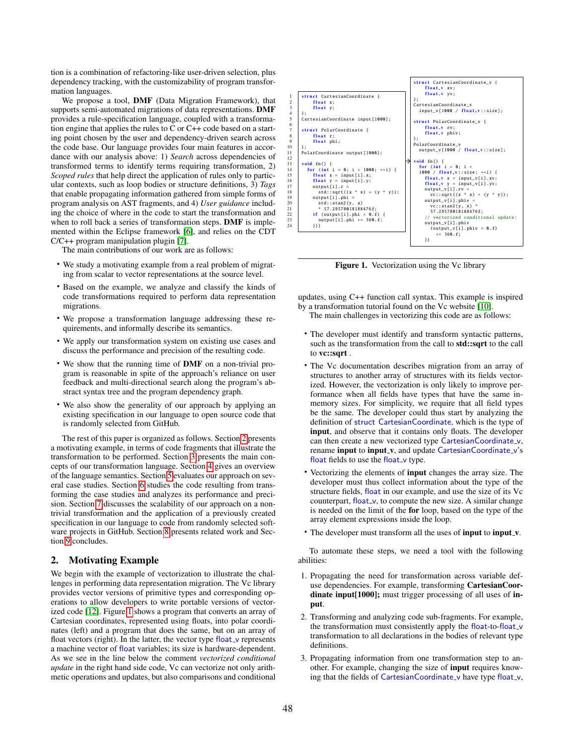tion is a combination of refactoring-like user-driven selection, plus dependency tracking, with the customizability of program transformation languages.

We propose a tool, **DMF** (Data Migration Framework), that supports semi-automated migrations of data representations. **DMF** provides a rule-specification language, coupled with a transformation engine that applies the rules to C or C++ code based on a starting point chosen by the user and dependency-driven search across the code base. Our language provides four main features in accordance with our analysis above: 1) *Search* across dependencies of transformed terms to identify terms requiring transformation, 2) *Scoped rules* that help direct the application of rules only to particular contexts, such as loop bodies or structure definitions, 3) *Tags* that enable propagating information gathered from simple forms of program analysis on AST fragments, and 4) *User guidance* including the choice of where in the code to start the transformation and when to roll back a series of transformation steps. **DMF** is implemented within the Eclipse framework [6], and relies on the CDT C/C++ program manipulation plugin [7].

The main contributions of our work are as follows:

- We study a motivating example from a real problem of migrating from scalar to vector representations at the source level.
- Based on the example, we analyze and classify the kinds of code transformations required to perform data representation migrations.
- We propose a transformation language addressing these requirements, and informally describe its semantics.
- We apply our transformation system on existing use cases and discuss the performance and precision of the resulting code.
- We show that the running time of **DMF** on a non-trivial program is reasonable in spite of the approach's reliance on user feedback and multi-directional search along the program's abstract syntax tree and the program dependency graph.
- We also show the generality of our approach by applying an existing specification in our language to open source code that is randomly selected from GitHub.

The rest of this paper is organized as follows. Section 2 presents a motivating example, in terms of code fragments that illustrate the transformation to be performed. Section 3 presents the main concepts of our transformation language. Section 4 gives an overview of the language semantics. Section 5 evaluates our approach on several case studies. Section 6 studies the code resulting from transforming the case studies and analyzes its performance and precision. Section 7 discusses the scalability of our approach on a non-trivial transformation and the application of a previously created specification in our language to code from randomly selected software projects in GitHub. Section 8 presents related work and Section 9 concludes.

## 2. Motivating Example

We begin with the example of vectorization to illustrate the challenges in performing data representation migration. The Vc library provides vector versions of primitive types and corresponding operations to allow developers to write portable versions of vectorized code [12]. Figure 1 shows a program that converts an array of Cartesian coordinates, represented using floats, into polar coordinates (left) and a program that does the same, but on an array of float vectors (right). In the latter, the vector type float_v represents a machine vector of float variables; its size is hardware-dependent. As we see in the line below the comment *vectorized conditional update* in the right hand side code, Vc can vectorize not only arithmetic operations and updates, but also comparisons and conditional updates, using C++ function call syntax. This example is inspired by a transformation tutorial found on the Vc website [10].

```
1  struct CartesianCoordinate {
2      float x;
3      float y;
4  };
5  CartesianCoordinate input[1000];
6
7  struct PolarCoordinate {
8      float r;
9      float phi;
10 };
11 PolarCoordinate output[1000];
12
13 void fn() {
14   for (int i = 0; i < 1000; ++i) {
15     float x = input[i].x;
16     float y = input[i].y;
17     output[i].r =
18       std::sqrt((x * x) + (y * y));
19     output[i].phi =
20       std::atan2(y, x)
21       * 57.295780181884765f;
22     if (output[i].phi < 0.f) {
23       output[i].phi += 360.f;
24   }}}
```

```
struct CartesianCoordinate_v {
    float_v xv;
    float_v yv;
};
CartesianCoordinate_v
  input_v[1000 / float_v::size];

struct PolarCoordinate_v {
    float_v rv;
    float_v phiv;
};
PolarCoordinate_v
  output_v[1000 / float_v::size];

void fn() {
  for (int i = 0; i <
  1000 / float_v::size; ++i) {
    float_v x = input_v[i].xv;
    float_v y = input_v[i].yv;
    output_v[i].rv =
      vc::sqrt((x * x) + (y * y));
    output_v[i].phiv =
      vc::atan2(y, x) *
      57.295780181884765f;
    // vectorized conditional update:
    output_v[i].phiv
      (output_v[i].phiv < 0.f)
        += 360.f;
  }}
```

**Figure 1.** Vectorization using the Vc library

The main challenges in vectorizing this code are as follows:

- The developer must identify and transform syntactic patterns, such as the transformation from the call to **std::sqrt** to the call to **vc::sqrt** .
- The Vc documentation describes migration from an array of structures to another array of structures with its fields vectorized. However, the vectorization is only likely to improve performance when all fields have types that have the same in-memory sizes. For simplicity, we require that all field types be the same. The developer could thus start by analyzing the definition of struct CartesianCoordinate, which is the type of **input**, and observe that it contains only floats. The developer can then create a new vectorized type CartesianCoordinate_v, rename **input** to **input_v**, and update CartesianCoordinate_v's float fields to use the float_v type.
- Vectorizing the elements of **input** changes the array size. The developer must thus collect information about the type of the structure fields, float in our example, and use the size of its Vc counterpart, float_v, to compute the new size. A similar change is needed on the limit of the **for** loop, based on the type of the array element expressions inside the loop.
- The developer must transform all the uses of **input** to **input_v**.

To automate these steps, we need a tool with the following abilities:

1. Propagating the need for transformation across variable def-use dependencies. For example, transforming **CartesianCoordinate input[1000];** must trigger processing of all uses of **input**.
2. Transforming and analyzing code sub-fragments. For example, the transformation must consistently apply the float-to-float_v transformation to all declarations in the bodies of relevant type definitions.
3. Propagating information from one transformation step to another. For example, changing the size of **input** requires knowing that the fields of CartesianCoordinate_v have type float_v,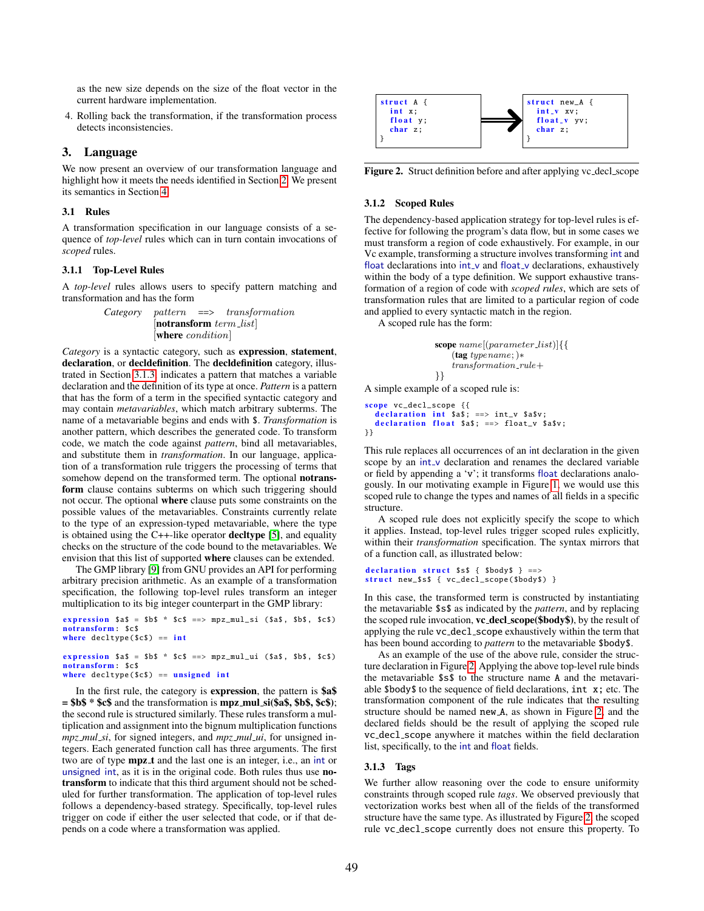as the new size depends on the size of the float vector in the current hardware implementation.

4. Rolling back the transformation, if the transformation process detects inconsistencies.

## 3. Language

We now present an overview of our transformation language and highlight how it meets the needs identified in Section 2. We present its semantics in Section 4.

### 3.1 Rules

A transformation specification in our language consists of a sequence of *top-level* rules which can in turn contain invocations of *scoped* rules.

#### 3.1.1 Top-Level Rules

A *top-level* rules allows users to specify pattern matching and transformation and has the form

*Category* *pattern* ==> *transformation*
[**notransform** *term_list*]
[**where** *condition*]

*Category* is a syntactic category, such as **expression**, **statement**, **declaration**, or **decldefinition**. The **decldefinition** category, illustrated in Section 3.1.3, indicates a pattern that matches a variable declaration and the definition of its type at once. *Pattern* is a pattern that has the form of a term in the specified syntactic category and may contain *metavariables*, which match arbitrary subterms. The name of a metavariable begins and ends with $. *Transformation* is another pattern, which describes the generated code. To transform code, we match the code against *pattern*, bind all metavariables, and substitute them in *transformation*. In our language, application of a transformation rule triggers the processing of terms that somehow depend on the transformed term. The optional **notransform** clause contains subterms on which such triggering should not occur. The optional **where** clause puts some constraints on the possible values of the metavariables. Constraints currently relate to the type of an expression-typed metavariable, where the type is obtained using the C++-like operator **decltype** [5], and equality checks on the structure of the code bound to the metavariables. We envision that this list of supported **where** clauses can be extended.

The GMP library [9] from GNU provides an API for performing arbitrary precision arithmetic. As an example of a transformation specification, the following top-level rules transform an integer multiplication to its big integer counterpart in the GMP library:

```
expression $a$ = $b$ * $c$ ==> mpz_mul_si ($a$, $b$, $c$)
notransform: $c$
where decltype($c$) == int

expression $a$ = $b$ * $c$ ==> mpz_mul_ui ($a$, $b$, $c$)
notransform: $c$
where decltype($c$) == unsigned int
```

In the first rule, the category is **expression**, the pattern is **$a$ = $b$ * $c$** and the transformation is **mpz_mul_si($a$, $b$, $c$)**; the second rule is structured similarly. These rules transform a multiplication and assignment into the bignum multiplication functions *mpz_mul_si*, for signed integers, and *mpz_mul_ui*, for unsigned integers. Each generated function call has three arguments. The first two are of type **mpz_t** and the last one is an integer, i.e., an int or unsigned int, as it is in the original code. Both rules thus use **notransform** to indicate that this third argument should not be scheduled for further transformation. The application of top-level rules follows a dependency-based strategy. Specifically, top-level rules trigger on code if either the user selected that code, or if that depends on a code where a transformation was applied.

```
struct A {            struct new_A {
  int x;                int_v xv;
  float y;     ==>      float_v yv;
  char z;               char z;
}                     }
```

**Figure 2.** Struct definition before and after applying vc_decl_scope

#### 3.1.2 Scoped Rules

The dependency-based application strategy for top-level rules is effective for following the program's data flow, but in some cases we must transform a region of code exhaustively. For example, in our Vc example, transforming a structure involves transforming int and float declarations into int_v and float_v declarations, exhaustively within the body of a type definition. We support exhaustive transformation of a region of code with *scoped rules*, which are sets of transformation rules that are limited to a particular region of code and applied to every syntactic match in the region.

A scoped rule has the form:

**scope** *name*[(*parameter_list*)]{{
  (**tag** *typename*; )∗
  *transformation_rule*+
}}

A simple example of a scoped rule is:

```
scope vc_decl_scope {{
  declaration int $a$; ==> int_v $a$v;
  declaration float $a$; ==> float_v $a$v;
}}
```

This rule replaces all occurrences of an int declaration in the given scope by an int_v declaration and renames the declared variable or field by appending a 'v'; it transforms float declarations analogously. In our motivating example in Figure 1, we would use this scoped rule to change the types and names of all fields in a specific structure.

A scoped rule does not explicitly specify the scope to which it applies. Instead, top-level rules trigger scoped rules explicitly, within their *transformation* specification. The syntax mirrors that of a function call, as illustrated below:

```
declaration struct $s$ { $body$ } ==>
struct new_$s$ { vc_decl_scope($body$) }
```

In this case, the transformed term is constructed by instantiating the metavariable $s$ as indicated by the *pattern*, and by replacing the scoped rule invocation, **vc_decl_scope($body$)**, by the result of applying the rule vc_decl_scope exhaustively within the term that has been bound according to *pattern* to the metavariable $body$.

As an example of the use of the above rule, consider the structure declaration in Figure 2. Applying the above top-level rule binds the metavariable $s$ to the structure name A and the metavariable $body$ to the sequence of field declarations, int x; etc. The transformation component of the rule indicates that the resulting structure should be named new_A, as shown in Figure 2, and the declared fields should be the result of applying the scoped rule vc_decl_scope anywhere it matches within the field declaration list, specifically, to the int and float fields.

#### 3.1.3 Tags

We further allow reasoning over the code to ensure uniformity constraints through scoped rule *tags*. We observed previously that vectorization works best when all of the fields of the transformed structure have the same type. As illustrated by Figure 2, the scoped rule vc_decl_scope currently does not ensure this property. To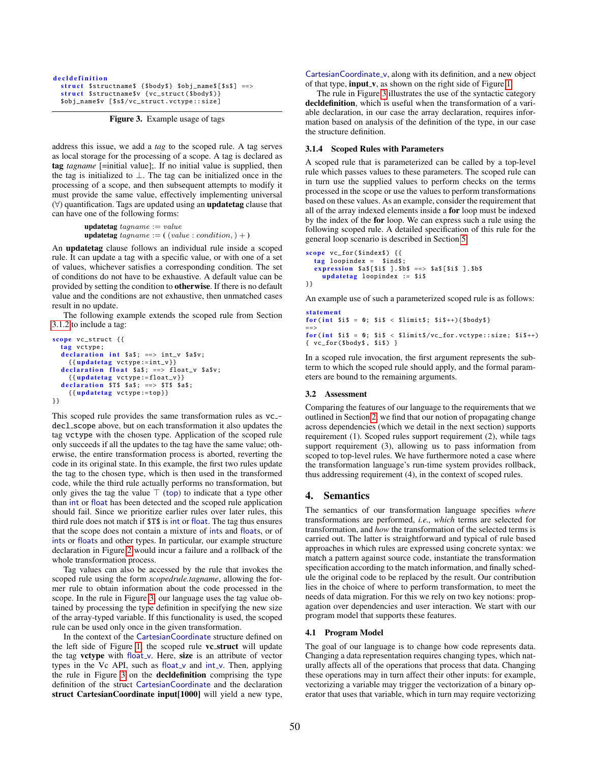```
decldefinition
  struct $structname$ {$body$} $obj_name$[$s$] ==>
  struct $structname$v {vc_struct($body$)}
  $obj_name$v [$s$/vc_struct.vctype::size]
```

**Figure 3.** Example usage of tags

address this issue, we add a *tag* to the scoped rule. A tag serves as local storage for the processing of a scope. A tag is declared as **tag** *tagname* [=initial value];. If no initial value is supplied, then the tag is initialized to $\perp$. The tag can be initialized once in the processing of a scope, and then subsequent attempts to modify it must provide the same value, effectively implementing universal ($\forall$) quantification. Tags are updated using an **updatetag** clause that can have one of the following forms:

**updatetag** $tagname := value$
**updatetag** $tagname := (\,(value : condition,) + )$

An **updatetag** clause follows an individual rule inside a scoped rule. It can update a tag with a specific value, or with one of a set of values, whichever satisfies a corresponding condition. The set of conditions do not have to be exhaustive. A default value can be provided by setting the condition to **otherwise**. If there is no default value and the conditions are not exhaustive, then unmatched cases result in no update.

The following example extends the scoped rule from Section 3.1.2 to include a tag:

```
scope vc_struct {{
  tag vctype;
  declaration int $a$; ==> int_v $a$v;
    {{updatetag vctype:=int_v}}
  declaration float $a$; ==> float_v $a$v;
    {{updatetag vctype:=float_v}}
  declaration $T$ $a$; ==> $T$ $a$;
    {{updatetag vctype:=top}}
}}
```

This scoped rule provides the same transformation rules as vc_decl_scope above, but on each transformation it also updates the tag vctype with the chosen type. Application of the scoped rule only succeeds if all the updates to the tag have the same value; otherwise, the entire transformation process is aborted, reverting the code in its original state. In this example, the first two rules update the tag to the chosen type, which is then used in the transformed code, while the third rule actually performs no transformation, but only gives the tag the value $\top$ (top) to indicate that a type other than int or float has been detected and the scoped rule application should fail. Since we prioritize earlier rules over later rules, this third rule does not match if $T$ is int or float. The tag thus ensures that the scope does not contain a mixture of ints and floats, or of ints or floats and other types. In particular, our example structure declaration in Figure 2 would incur a failure and a rollback of the whole transformation process.

Tag values can also be accessed by the rule that invokes the scoped rule using the form *scopedrule.tagname*, allowing the former rule to obtain information about the code processed in the scope. In the rule in Figure 3, our language uses the tag value obtained by processing the type definition in specifying the new size of the array-typed variable. If this functionality is used, the scoped rule can be used only once in the given transformation.

In the context of the CartesianCoordinate structure defined on the left side of Figure 1, the scoped rule **vc_struct** will update the tag **vctype** with float_v. Here, **size** is an attribute of vector types in the Vc API, such as float_v and int_v. Then, applying the rule in Figure 3 on the **decldefinition** comprising the type definition of the struct CartesianCoordinate and the declaration **struct CartesianCoordinate input[1000]** will yield a new type, CartesianCoordinate_v, along with its definition, and a new object of that type, **input_v**, as shown on the right side of Figure 1.

The rule in Figure 3 illustrates the use of the syntactic category **decldefinition**, which is useful when the transformation of a variable declaration, in our case the array declaration, requires information based on analysis of the definition of the type, in our case the structure definition.

#### 3.1.4 Scoped Rules with Parameters

A scoped rule that is parameterized can be called by a top-level rule which passes values to these parameters. The scoped rule can in turn use the supplied values to perform checks on the terms processed in the scope or use the values to perform transformations based on these values. As an example, consider the requirement that all of the array indexed elements inside a **for** loop must be indexed by the index of the **for** loop. We can express such a rule using the following scoped rule. A detailed specification of this rule for the general loop scenario is described in Section 5.

```
scope vc_for($index$) {{
  tag loopindex =  $ind$;
  expression $a$[$i$ ].$b$ ==> $a$[$i$ ].$b$
    updatetag loopindex := $i$
}}
```

An example use of such a parameterized scoped rule is as follows:

```
statement
for(int $i$ = 0; $i$ < $limit$; $i$++){$body$}
==>
for(int $i$ = 0; $i$ < $limit$/vc_for.vctype::size; $i$++)
{ vc_for($body$, $i$) }
```

In a scoped rule invocation, the first argument represents the subterm to which the scoped rule should apply, and the formal parameters are bound to the remaining arguments.

### 3.2 Assessment

Comparing the features of our language to the requirements that we outlined in Section 2, we find that our notion of propagating change across dependencies (which we detail in the next section) supports requirement (1). Scoped rules support requirement (2), while tags support requirement (3), allowing us to pass information from scoped to top-level rules. We have furthermore noted a case where the transformation language's run-time system provides rollback, thus addressing requirement (4), in the context of scoped rules.

## 4. Semantics

The semantics of our transformation language specifies *where* transformations are performed, *i.e., which* terms are selected for transformation, and *how* the transformation of the selected terms is carried out. The latter is straightforward and typical of rule based approaches in which rules are expressed using concrete syntax: we match a pattern against source code, instantiate the transformation specification according to the match information, and finally schedule the original code to be replaced by the result. Our contribution lies in the choice of where to perform transformation, to meet the needs of data migration. For this we rely on two key notions: propagation over dependencies and user interaction. We start with our program model that supports these features.

### 4.1 Program Model

The goal of our language is to change how code represents data. Changing a data representation requires changing types, which naturally affects all of the operations that process that data. Changing these operations may in turn affect their other inputs: for example, vectorizing a variable may trigger the vectorization of a binary operator that uses that variable, which in turn may require vectorizing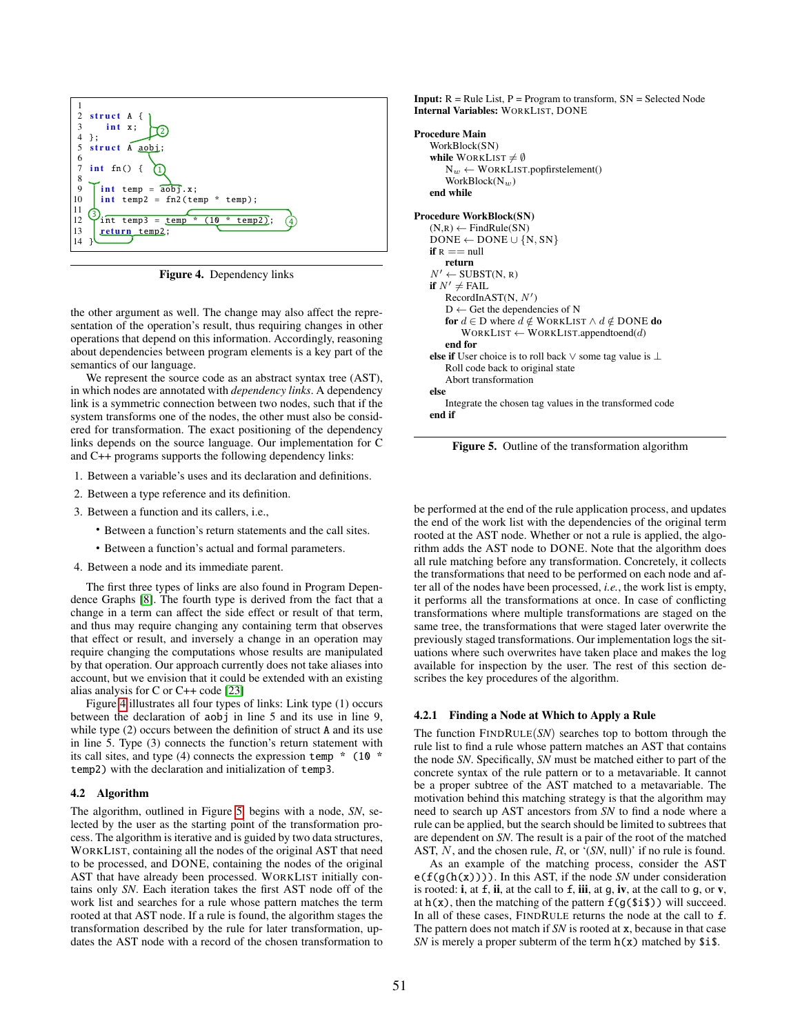```
1
2  struct A {
3      int x;
4  };
5  struct A aobj;
6
7  int fn() {
8
9      int temp = aobj.x;
10     int temp2 = fn2(temp * temp);
11
12     int temp3 = temp * (10 * temp2);
13     return temp2;
14 }
```

**Figure 4.** Dependency links

the other argument as well. The change may also affect the representation of the operation's result, thus requiring changes in other operations that depend on this information. Accordingly, reasoning about dependencies between program elements is a key part of the semantics of our language.

We represent the source code as an abstract syntax tree (AST), in which nodes are annotated with *dependency links*. A dependency link is a symmetric connection between two nodes, such that if the system transforms one of the nodes, the other must also be considered for transformation. The exact positioning of the dependency links depends on the source language. Our implementation for C and C++ programs supports the following dependency links:

1. Between a variable's uses and its declaration and definitions.
2. Between a type reference and its definition.
3. Between a function and its callers, i.e.,
   - Between a function's return statements and the call sites.
   - Between a function's actual and formal parameters.
4. Between a node and its immediate parent.

The first three types of links are also found in Program Dependence Graphs [8]. The fourth type is derived from the fact that a change in a term can affect the side effect or result of that term, and thus may require changing any containing term that observes that effect or result, and inversely a change in an operation may require changing the computations whose results are manipulated by that operation. Our approach currently does not take aliases into account, but we envision that it could be extended with an existing alias analysis for C or C++ code [23].

Figure 4 illustrates all four types of links: Link type (1) occurs between the declaration of `aobj` in line 5 and its use in line 9, while type (2) occurs between the definition of struct `A` and its use in line 5. Type (3) connects the function's return statement with its call sites, and type (4) connects the expression `temp * (10 * temp2)` with the declaration and initialization of `temp3`.

### 4.2 Algorithm

The algorithm, outlined in Figure 5, begins with a node, *SN*, selected by the user as the starting point of the transformation process. The algorithm is iterative and is guided by two data structures, WORKLIST, containing all the nodes of the original AST that need to be processed, and DONE, containing the nodes of the original AST that have already been processed. WORKLIST initially contains only *SN*. Each iteration takes the first AST node off of the work list and searches for a rule whose pattern matches the term rooted at that AST node. If a rule is found, the algorithm stages the transformation described by the rule for later transformation, updates the AST node with a record of the chosen transformation to

**Input:** R = Rule List, P = Program to transform, SN = Selected Node
**Internal Variables:** WORKLIST, DONE

**Procedure Main**
  WorkBlock(SN)
  **while** WORKLIST $\neq \emptyset$
    $N_w \leftarrow$ WORKLIST.popfirstelement()
    WorkBlock($N_w$)
  **end while**

**Procedure WorkBlock(SN)**
  (N,R) $\leftarrow$ FindRule(SN)
  DONE $\leftarrow$ DONE $\cup$ {N, SN}
  **if** R == null
    **return**
  $N' \leftarrow$ SUBST(N, R)
  **if** $N' \neq$ FAIL
    RecordInAST(N, $N'$)
    D $\leftarrow$ Get the dependencies of N
    **for** $d \in$ D where $d \notin$ WORKLIST $\wedge$ $d \notin$ DONE **do**
      WORKLIST $\leftarrow$ WORKLIST.appendtoend($d$)
    **end for**
  **else if** User choice is to roll back $\vee$ some tag value is $\perp$
    Roll code back to original state
    Abort transformation
  **else**
    Integrate the chosen tag values in the transformed code
  **end if**

**Figure 5.** Outline of the transformation algorithm

be performed at the end of the rule application process, and updates the end of the work list with the dependencies of the original term rooted at the AST node. Whether or not a rule is applied, the algorithm adds the AST node to DONE. Note that the algorithm does all rule matching before any transformation. Concretely, it collects the transformations that need to be performed on each node and after all of the nodes have been processed, *i.e.*, the work list is empty, it performs all the transformations at once. In case of conflicting transformations where multiple transformations are staged on the same tree, the transformations that were staged later overwrite the previously staged transformations. Our implementation logs the situations where such overwrites have taken place and makes the log available for inspection by the user. The rest of this section describes the key procedures of the algorithm.

#### 4.2.1 Finding a Node at Which to Apply a Rule

The function FINDRULE(*SN*) searches top to bottom through the rule list to find a rule whose pattern matches an AST that contains the node *SN*. Specifically, *SN* must be matched either to part of the concrete syntax of the rule pattern or to a metavariable. It cannot be a proper subtree of the AST matched to a metavariable. The motivation behind this matching strategy is that the algorithm may need to search up AST ancestors from *SN* to find a node where a rule can be applied, but the search should be limited to subtrees that are dependent on *SN*. The result is a pair of the root of the matched AST, $N$, and the chosen rule, $R$, or '(*SN*, null)' if no rule is found.

As an example of the matching process, consider the AST `e(f(g(h(x))))`. In this AST, if the node *SN* under consideration is rooted: **i**, at `f`, **ii**, at the call to `f`, **iii**, at `g`, **iv**, at the call to `g`, or **v**, at `h(x)`, then the matching of the pattern `f(g($i$))` will succeed. In all of these cases, FINDRULE returns the node at the call to `f`. The pattern does not match if *SN* is rooted at `x`, because in that case *SN* is merely a proper subterm of the term `h(x)` matched by `$i$`.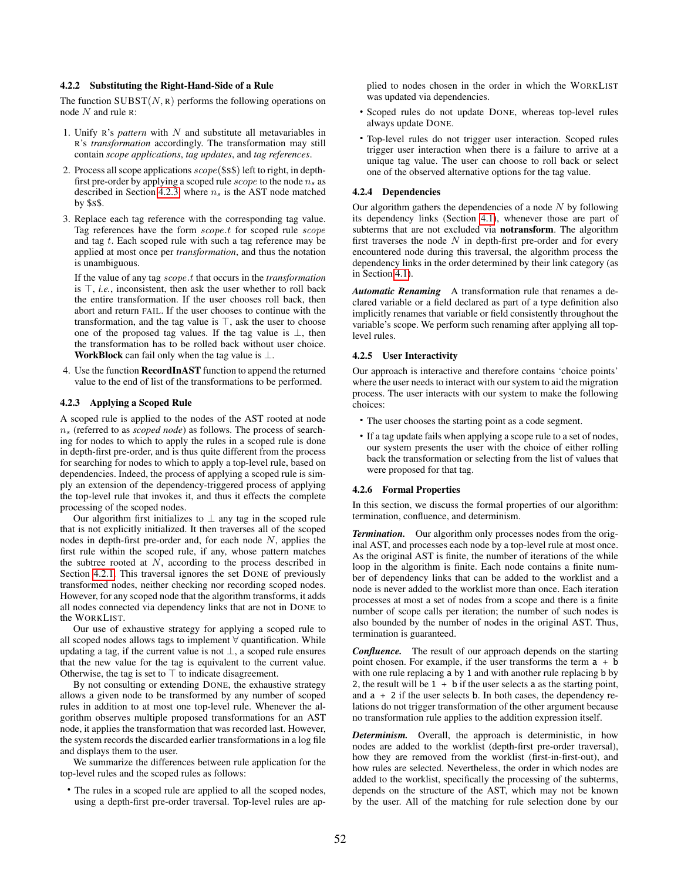#### 4.2.2 Substituting the Right-Hand-Side of a Rule

The function SUBST($N$, R) performs the following operations on node $N$ and rule R:

1. Unify R's *pattern* with $N$ and substitute all metavariables in R's *transformation* accordingly. The transformation may still contain *scope applications*, *tag updates*, and *tag references*.
2. Process all scope applications *scope*($S$) left to right, in depth-first pre-order by applying a scoped rule *scope* to the node $n_s$ as described in Section 4.2.3, where $n_s$ is the AST node matched by $S$.
3. Replace each tag reference with the corresponding tag value. Tag references have the form $scope.t$ for scoped rule *scope* and tag $t$. Each scoped rule with such a tag reference may be applied at most once per *transformation*, and thus the notation is unambiguous.

   If the value of any tag $scope.t$ that occurs in the *transformation* is $\top$, *i.e.*, inconsistent, then ask the user whether to roll back the entire transformation. If the user chooses roll back, then abort and return FAIL. If the user chooses to continue with the transformation, and the tag value is $\top$, ask the user to choose one of the proposed tag values. If the tag value is $\bot$, then the transformation has to be rolled back without user choice. **WorkBlock** can fail only when the tag value is $\bot$.
4. Use the function **RecordInAST** function to append the returned value to the end of list of the transformations to be performed.

#### 4.2.3 Applying a Scoped Rule

A scoped rule is applied to the nodes of the AST rooted at node $n_s$ (referred to as *scoped node*) as follows. The process of searching for nodes to which to apply the rules in a scoped rule is done in depth-first pre-order, and is thus quite different from the process for searching for nodes to which to apply a top-level rule, based on dependencies. Indeed, the process of applying a scoped rule is simply an extension of the dependency-triggered process of applying the top-level rule that invokes it, and thus it effects the complete processing of the scoped nodes.

Our algorithm first initializes to $\bot$ any tag in the scoped rule that is not explicitly initialized. It then traverses all of the scoped nodes in depth-first pre-order and, for each node $N$, applies the first rule within the scoped rule, if any, whose pattern matches the subtree rooted at $N$, according to the process described in Section 4.2.1. This traversal ignores the set DONE of previously transformed nodes, neither checking nor recording scoped nodes. However, for any scoped node that the algorithm transforms, it adds all nodes connected via dependency links that are not in DONE to the WORKLIST.

Our use of exhaustive strategy for applying a scoped rule to all scoped nodes allows tags to implement $\forall$ quantification. While updating a tag, if the current value is not $\bot$, a scoped rule ensures that the new value for the tag is equivalent to the current value. Otherwise, the tag is set to $\top$ to indicate disagreement.

By not consulting or extending DONE, the exhaustive strategy allows a given node to be transformed by any number of scoped rules in addition to at most one top-level rule. Whenever the algorithm observes multiple proposed transformations for an AST node, it applies the transformation that was recorded last. However, the system records the discarded earlier transformations in a log file and displays them to the user.

We summarize the differences between rule application for the top-level rules and the scoped rules as follows:

- The rules in a scoped rule are applied to all the scoped nodes, using a depth-first pre-order traversal. Top-level rules are applied to nodes chosen in the order in which the WORKLIST was updated via dependencies.
- Scoped rules do not update DONE, whereas top-level rules always update DONE.
- Top-level rules do not trigger user interaction. Scoped rules trigger user interaction when there is a failure to arrive at a unique tag value. The user can choose to roll back or select one of the observed alternative options for the tag value.

#### 4.2.4 Dependencies

Our algorithm gathers the dependencies of a node $N$ by following its dependency links (Section 4.1), whenever those are part of subterms that are not excluded via **notransform**. The algorithm first traverses the node $N$ in depth-first pre-order and for every encountered node during this traversal, the algorithm process the dependency links in the order determined by their link category (as in Section 4.1).

***Automatic Renaming*** A transformation rule that renames a declared variable or a field declared as part of a type definition also implicitly renames that variable or field consistently throughout the variable's scope. We perform such renaming after applying all top-level rules.

#### 4.2.5 User Interactivity

Our approach is interactive and therefore contains 'choice points' where the user needs to interact with our system to aid the migration process. The user interacts with our system to make the following choices:

- The user chooses the starting point as a code segment.
- If a tag update fails when applying a scope rule to a set of nodes, our system presents the user with the choice of either rolling back the transformation or selecting from the list of values that were proposed for that tag.

#### 4.2.6 Formal Properties

In this section, we discuss the formal properties of our algorithm: termination, confluence, and determinism.

***Termination.*** Our algorithm only processes nodes from the original AST, and processes each node by a top-level rule at most once. As the original AST is finite, the number of iterations of the while loop in the algorithm is finite. Each node contains a finite number of dependency links that can be added to the worklist and a node is never added to the worklist more than once. Each iteration processes at most a set of nodes from a scope and there is a finite number of scope calls per iteration; the number of such nodes is also bounded by the number of nodes in the original AST. Thus, termination is guaranteed.

***Confluence.*** The result of our approach depends on the starting point chosen. For example, if the user transforms the term `a + b` with one rule replacing `a` by `1` and with another rule replacing `b` by `2`, the result will be `1 + b` if the user selects `a` as the starting point, and `a + 2` if the user selects `b`. In both cases, the dependency relations do not trigger transformation of the other argument because no transformation rule applies to the addition expression itself.

***Determinism.*** Overall, the approach is deterministic, in how nodes are added to the worklist (depth-first pre-order traversal), how they are removed from the worklist (first-in-first-out), and how rules are selected. Nevertheless, the order in which nodes are added to the worklist, specifically the processing of the subterms, depends on the structure of the AST, which may not be known by the user. All of the matching for rule selection done by our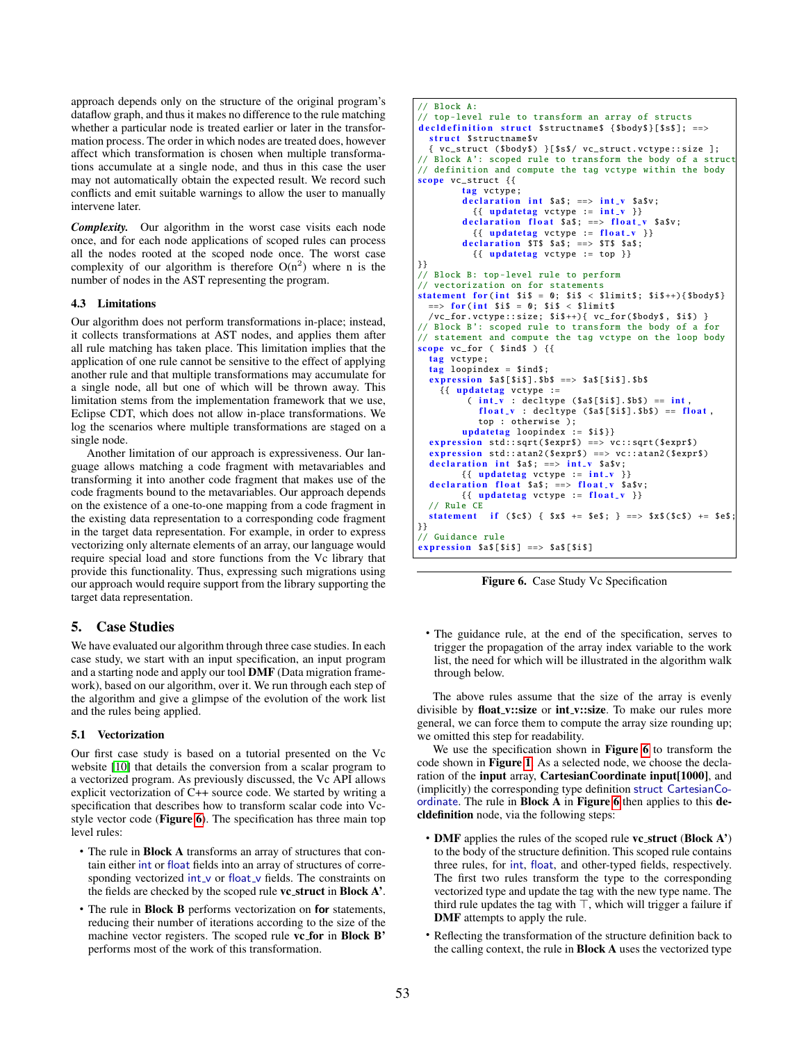approach depends only on the structure of the original program's dataflow graph, and thus it makes no difference to the rule matching whether a particular node is treated earlier or later in the transformation process. The order in which nodes are treated does, however affect which transformation is chosen when multiple transformations accumulate at a single node, and thus in this case the user may not automatically obtain the expected result. We record such conflicts and emit suitable warnings to allow the user to manually intervene later.

***Complexity.*** Our algorithm in the worst case visits each node once, and for each node applications of scoped rules can process all the nodes rooted at the scoped node once. The worst case complexity of our algorithm is therefore $O(n^2)$ where n is the number of nodes in the AST representing the program.

### 4.3 Limitations

Our algorithm does not perform transformations in-place; instead, it collects transformations at AST nodes, and applies them after all rule matching has taken place. This limitation implies that the application of one rule cannot be sensitive to the effect of applying another rule and that multiple transformations may accumulate for a single node, all but one of which will be thrown away. This limitation stems from the implementation framework that we use, Eclipse CDT, which does not allow in-place transformations. We log the scenarios where multiple transformations are staged on a single node.

Another limitation of our approach is expressiveness. Our language allows matching a code fragment with metavariables and transforming it into another code fragment that makes use of the code fragments bound to the metavariables. Our approach depends on the existence of a one-to-one mapping from a code fragment in the existing data representation to a corresponding code fragment in the target data representation. For example, in order to express vectorizing only alternate elements of an array, our language would require special load and store functions from the Vc library that provide this functionality. Thus, expressing such migrations using our approach would require support from the library supporting the target data representation.

## 5. Case Studies

We have evaluated our algorithm through three case studies. In each case study, we start with an input specification, an input program and a starting node and apply our tool **DMF** (Data migration framework), based on our algorithm, over it. We run through each step of the algorithm and give a glimpse of the evolution of the work list and the rules being applied.

### 5.1 Vectorization

Our first case study is based on a tutorial presented on the Vc website [10] that details the conversion from a scalar program to a vectorized program. As previously discussed, the Vc API allows explicit vectorization of C++ source code. We started by writing a specification that describes how to transform scalar code into Vc-style vector code (**Figure 6**). The specification has three main top level rules:

- The rule in **Block A** transforms an array of structures that contain either int or float fields into an array of structures of corresponding vectorized int_v or float_v fields. The constraints on the fields are checked by the scoped rule **vc_struct** in **Block A'**.
- The rule in **Block B** performs vectorization on **for** statements, reducing their number of iterations according to the size of the machine vector registers. The scoped rule **vc_for** in **Block B'** performs most of the work of this transformation.

```
// Block A:
// top-level rule to transform an array of structs
decldefinition struct $structname$ {$body$}[$s$]; ==>
  struct $structname$
  { vc_struct ($body$) }[$s$/ vc_struct.vctype::size ];
// Block A': scoped rule to transform the body of a struct
// definition and compute the tag vctype within the body
scope vc_struct {{
        tag vctype;
        declaration int $a$; ==> int_v $a$v;
          {{ updatetag vctype := int_v }}
        declaration float $a$; ==> float_v $a$v;
          {{ updatetag vctype := float_v }}
        declaration $T$ $a$; ==> $T$ $a$;
          {{ updatetag vctype := top }}
}}
// Block B: top-level rule to perform
// vectorization on for statements
statement for(int $i$ = 0; $i$ < $limit$; $i$++){$body$}
  ==> for(int $i$ = 0; $i$ < $limit$
  /vc_for.vctype::size; $i$++){ vc_for($body$, $i$) }
// Block B': scoped rule to transform the body of a for
// statement and compute the tag vctype on the loop body
scope vc_for ( $ind$ ) {{
  tag vctype;
  tag loopindex = $ind$;
  expression $a$[$i$].$b$ ==> $a$[$i$].$b$
    {{ updatetag vctype :=
         ( int_v : decltype ($a$[$i$].$b$) == int ,
           float_v : decltype ($a$[$i$].$b$) == float ,
           top : otherwise );
        updatetag loopindex := $i$}}
  expression std::sqrt($expr$) ==> vc::sqrt($expr$)
  expression std::atan2($expr$) ==> vc::atan2($expr$)
  declaration int $a$; ==> int_v $a$v;
        {{ updatetag vctype := int_v }}
  declaration float $a$; ==> float_v $a$v;
        {{ updatetag vctype := float_v }}
  // Rule CE
  statement  if ($c$) { $x$ += $e$; } ==> $x$($c$) += $e$;
}}
// Guidance rule
expression $a$[$i$] ==> $a$[$i$]
```

**Figure 6.** Case Study Vc Specification

- The guidance rule, at the end of the specification, serves to trigger the propagation of the array index variable to the work list, the need for which will be illustrated in the algorithm walk through below.

The above rules assume that the size of the array is evenly divisible by **float_v::size** or **int_v::size**. To make our rules more general, we can force them to compute the array size rounding up; we omitted this step for readability.

We use the specification shown in **Figure 6** to transform the code shown in **Figure 1**. As a selected node, we choose the declaration of the **input** array, **CartesianCoordinate input[1000]**, and (implicitly) the corresponding type definition struct CartesianCoordinate. The rule in **Block A** in **Figure 6** then applies to this **decldefinition** node, via the following steps:

- **DMF** applies the rules of the scoped rule **vc_struct** (**Block A'**) to the body of the structure definition. This scoped rule contains three rules, for int, float, and other-typed fields, respectively. The first two rules transform the type to the corresponding vectorized type and update the tag with the new type name. The third rule updates the tag with $\top$, which will trigger a failure if **DMF** attempts to apply the rule.
- Reflecting the transformation of the structure definition back to the calling context, the rule in **Block A** uses the vectorized type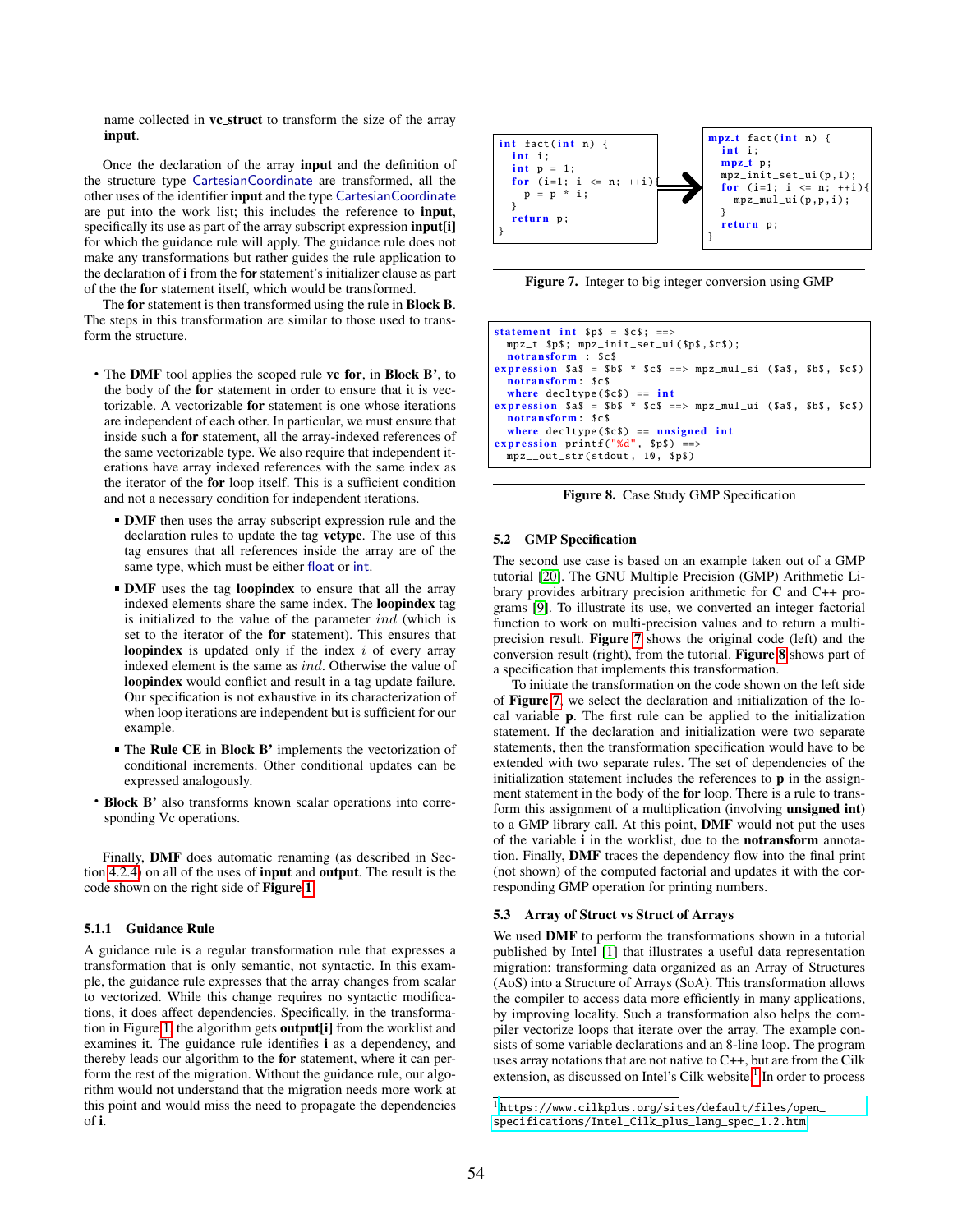name collected in **vc_struct** to transform the size of the array **input**.

Once the declaration of the array **input** and the definition of the structure type CartesianCoordinate are transformed, all the other uses of the identifier **input** and the type CartesianCoordinate are put into the work list; this includes the reference to **input**, specifically its use as part of the array subscript expression **input[i]** for which the guidance rule will apply. The guidance rule does not make any transformations but rather guides the rule application to the declaration of **i** from the **for** statement's initializer clause as part of the the **for** statement itself, which would be transformed.

The **for** statement is then transformed using the rule in **Block B**. The steps in this transformation are similar to those used to transform the structure.

- The **DMF** tool applies the scoped rule **vc_for**, in **Block B'**, to the body of the **for** statement in order to ensure that it is vectorizable. A vectorizable **for** statement is one whose iterations are independent of each other. In particular, we must ensure that inside such a **for** statement, all the array-indexed references of the same vectorizable type. We also require that independent iterations have array indexed references with the same index as the iterator of the **for** loop itself. This is a sufficient condition and not a necessary condition for independent iterations.
  - **DMF** then uses the array subscript expression rule and the declaration rules to update the tag **vctype**. The use of this tag ensures that all references inside the array are of the same type, which must be either float or int.
  - **DMF** uses the tag **loopindex** to ensure that all the array indexed elements share the same index. The **loopindex** tag is initialized to the value of the parameter *ind* (which is set to the iterator of the **for** statement). This ensures that **loopindex** is updated only if the index *i* of every array indexed element is the same as *ind*. Otherwise the value of **loopindex** would conflict and result in a tag update failure. Our specification is not exhaustive in its characterization of when loop iterations are independent but is sufficient for our example.
  - The **Rule CE** in **Block B'** implements the vectorization of conditional increments. Other conditional updates can be expressed analogously.
- **Block B'** also transforms known scalar operations into corresponding Vc operations.

Finally, **DMF** does automatic renaming (as described in Section 4.2.4) on all of the uses of **input** and **output**. The result is the code shown on the right side of **Figure 1**.

### 5.1.1 Guidance Rule

A guidance rule is a regular transformation rule that expresses a transformation that is only semantic, not syntactic. In this example, the guidance rule expresses that the array changes from scalar to vectorized. While this change requires no syntactic modifications, it does affect dependencies. Specifically, in the transformation in Figure 1, the algorithm gets **output[i]** from the worklist and examines it. The guidance rule identifies **i** as a dependency, and thereby leads our algorithm to the **for** statement, where it can perform the rest of the migration. Without the guidance rule, our algorithm would not understand that the migration needs more work at this point and would miss the need to propagate the dependencies of **i**.

```
int fact(int n) {
  int i;
  int p = 1;
  for (i=1; i <= n; ++i){
    p = p * i;
  }
  return p;
}
```

```
mpz_t fact(int n) {
  int i;
  mpz_t p;
  mpz_init_set_ui(p,1);
  for (i=1; i <= n; ++i){
    mpz_mul_ui(p,p,i);
  }
  return p;
}
```

**Figure 7.** Integer to big integer conversion using GMP

```
statement int $p$ = $c$; ==>
  mpz_t $p$; mpz_init_set_ui($p$,$c$);
  notransform : $c$
expression $a$ = $b$ * $c$ ==> mpz_mul_si ($a$, $b$, $c$)
  notransform: $c$
  where decltype($c$) == int
expression $a$ = $b$ * $c$ ==> mpz_mul_ui ($a$, $b$, $c$)
  notransform: $c$
  where decltype($c$) == unsigned int
expression printf("%d", $p$) ==>
  mpz__out_str(stdout, 10, $p$)
```

**Figure 8.** Case Study GMP Specification

### 5.2 GMP Specification

The second use case is based on an example taken out of a GMP tutorial [20]. The GNU Multiple Precision (GMP) Arithmetic Library provides arbitrary precision arithmetic for C and C++ programs [9]. To illustrate its use, we converted an integer factorial function to work on multi-precision values and to return a multi-precision result. **Figure 7** shows the original code (left) and the conversion result (right), from the tutorial. **Figure 8** shows part of a specification that implements this transformation.

To initiate the transformation on the code shown on the left side of **Figure 7**, we select the declaration and initialization of the local variable **p**. The first rule can be applied to the initialization statement. If the declaration and initialization were two separate statements, then the transformation specification would have to be extended with two separate rules. The set of dependencies of the initialization statement includes the references to **p** in the assignment statement in the body of the **for** loop. There is a rule to transform this assignment of a multiplication (involving **unsigned int**) to a GMP library call. At this point, **DMF** would not put the uses of the variable **i** in the worklist, due to the **notransform** annotation. Finally, **DMF** traces the dependency flow into the final print (not shown) of the computed factorial and updates it with the corresponding GMP operation for printing numbers.

### 5.3 Array of Struct vs Struct of Arrays

We used **DMF** to perform the transformations shown in a tutorial published by Intel [1] that illustrates a useful data representation migration: transforming data organized as an Array of Structures (AoS) into a Structure of Arrays (SoA). This transformation allows the compiler to access data more efficiently in many applications, by improving locality. Such a transformation also helps the compiler vectorize loops that iterate over the array. The example consists of some variable declarations and an 8-line loop. The program uses array notations that are not native to C++, but are from the Cilk extension, as discussed on Intel's Cilk website [1]. In order to process

[1] https://www.cilkplus.org/sites/default/files/open_specifications/Intel_Cilk_plus_lang_spec_1.2.htm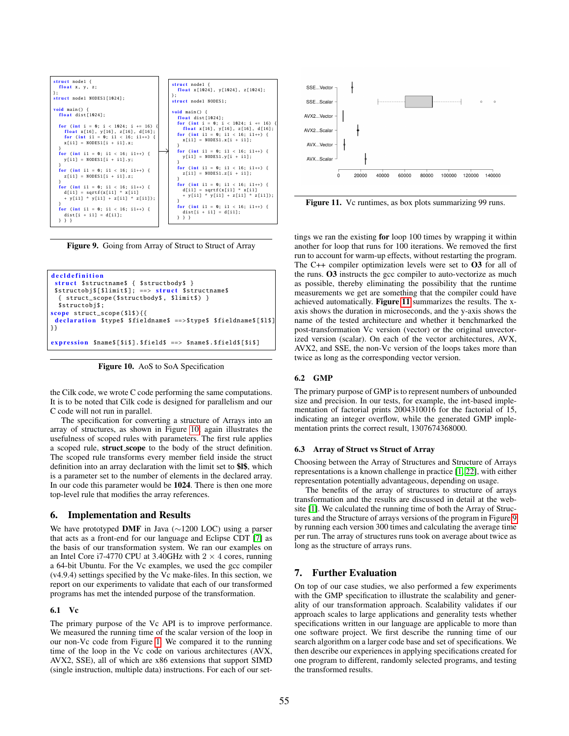```
struct node1 {
  float x, y, z;
};
struct node1 NODES1[1024];

void main() {
  float dist[1024];

  for (int i = 0; i < 1024; i += 16) {
    float x[16], y[16], z[16], d[16];
    for (int i1 = 0; i1 < 16; i1++) {
      x[i1] = NODES1[i + i1].x;
    }
    for (int i1 = 0; i1 < 16; i1++) {
      y[i1] = NODES1[i + i1].y;
    }
    for (int i1 = 0; i1 < 16; i1++) {
      z[i1] = NODES1[i + i1].z;
    }
    for (int i1 = 0; i1 < 16; i1++) {
      d[i1] = sqrtf(x[i1] * x[i1]
      + y[i1] * y[i1] + z[i1] * z[i1]);
    }
    for (int i1 = 0; i1 < 16; i1++) {
      dist[i + i1] = d[i1];
} } }
```

```
struct node1 {
  float x[1024], y[1024], z[1024];
};
struct node1 NODES1;

void main() {
  float dist[1024];
  for (int i = 0; i < 1024; i += 16) {
    float x[16], y[16], z[16], d[16];
  for (int i1 = 0; i1 < 16; i1++) {
    x[i1] = NODES1.x[i + i1];
  }
  for (int i1 = 0; i1 < 16; i1++) {
    y[i1] = NODES1.y[i + i1];
  }
  for (int i1 = 0; i1 < 16; i1++) {
    z[i1] = NODES1.z[i + i1];
  }
  for (int i1 = 0; i1 < 16; i1++) {
    d[i1] = sqrtf(x[i1] * x[i1]
    + y[i1] * y[i1] + z[i1] * z[i1]);
  }
  for (int i1 = 0; i1 < 16; i1++) {
    dist[i + i1] = d[i1];
} } }
```

**Figure 9.** Going from Array of Struct to Struct of Array

```
decldefinition
 struct $structname$ { $structbody$ }
 $structobj$[$limit$]; ==> struct $structname$
  { struct_scope($structbody$, $limit$) }
  $structobj$;
scope struct_scope($1$){{
 declaration $type$ $fieldname$ ==>$type$ $fieldname$[$1$]
}}

expression $name$[$i$].$field$ ==> $name$.$field$[$i$]
```

**Figure 10.** AoS to SoA Specification

the Cilk code, we wrote C code performing the same computations. It is to be noted that Cilk code is designed for parallelism and our C code will not run in parallel.

The specification for converting a structure of Arrays into an array of structures, as shown in Figure 10, again illustrates the usefulness of scoped rules with parameters. The first rule applies a scoped rule, **struct_scope** to the body of the struct definition. The scoped rule transforms every member field inside the struct definition into an array declaration with the limit set to **$l$**, which is a parameter set to the number of elements in the declared array. In our code this parameter would be **1024**. There is then one more top-level rule that modifies the array references.

## 6. Implementation and Results

We have prototyped **DMF** in Java (∼1200 LOC) using a parser that acts as a front-end for our language and Eclipse CDT [7] as the basis of our transformation system. We ran our examples on an Intel Core i7-4770 CPU at 3.40GHz with $2 \times 4$ cores, running a 64-bit Ubuntu. For the Vc examples, we used the gcc compiler (v4.9.4) settings specified by the Vc make-files. In this section, we report on our experiments to validate that each of our transformed programs has met the intended purpose of the transformation.

### 6.1 Vc

The primary purpose of the Vc API is to improve performance. We measured the running time of the scalar version of the loop in our non-Vc code from Figure 1. We compared it to the running time of the loop in the Vc code on various architectures (AVX, AVX2, SSE), all of which are x86 extensions that support SIMD (single instruction, multiple data) instructions. For each of our settings we ran the existing **for** loop 100 times by wrapping it within another for loop that runs for 100 iterations. We removed the first run to account for warm-up effects, without restarting the program. The C++ compiler optimization levels were set to **O3** for all of the runs. **O3** instructs the gcc compiler to auto-vectorize as much as possible, thereby eliminating the possibility that the runtime measurements we get are something that the compiler could have achieved automatically. **Figure 11** summarizes the results. The x-axis shows the duration in microseconds, and the y-axis shows the name of the tested architecture and whether it benchmarked the post-transformation Vc version (vector) or the original unvectorized version (scalar). On each of the vector architectures, AVX, AVX2, and SSE, the non-Vc version of the loops takes more than twice as long as the corresponding vector version.

**Figure 11.** Vc runtimes, as box plots summarizing 99 runs.

### 6.2 GMP

The primary purpose of GMP is to represent numbers of unbounded size and precision. In our tests, for example, the int-based implementation of factorial prints 2004310016 for the factorial of 15, indicating an integer overflow, while the generated GMP implementation prints the correct result, 1307674368000.

### 6.3 Array of Struct vs Struct of Array

Choosing between the Array of Structures and Structure of Arrays representations is a known challenge in practice [1, 22], with either representation potentially advantageous, depending on usage.

The benefits of the array of structures to structure of arrays transformation and the results are discussed in detail at the website [1]. We calculated the running time of both the Array of Structures and the Structure of arrays versions of the program in Figure 9 by running each version 300 times and calculating the average time per run. The array of structures run took on average about twice as long as the structure of arrays runs.

## 7. Further Evaluation

On top of our case studies, we also performed a few experiments with the GMP specification to illustrate the scalability and generality of our transformation approach. Scalability validates if our approach scales to large applications and generality tests whether specifications written in our language are applicable to more than one software project. We first describe the running time of our search algorithm on a larger code base and set of specifications. We then describe our experiences in applying specifications created for one program to different, randomly selected programs, and testing the transformed results.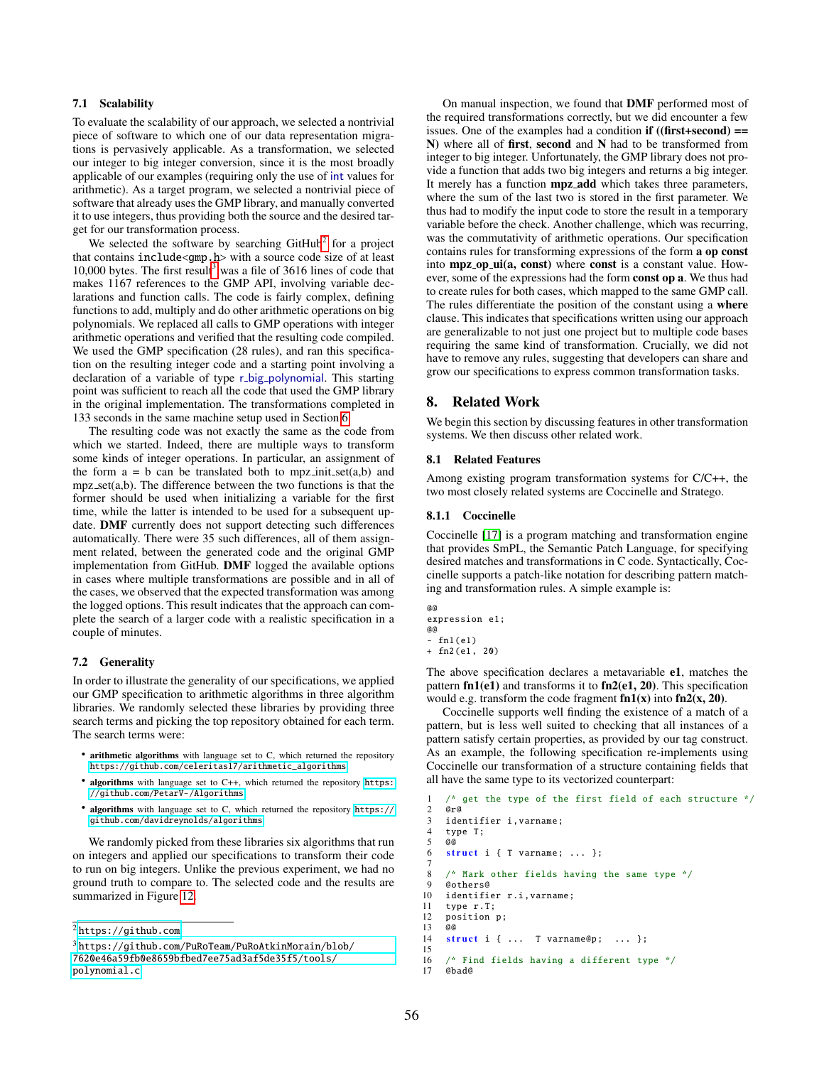### 7.1 Scalability

To evaluate the scalability of our approach, we selected a nontrivial piece of software to which one of our data representation migrations is pervasively applicable. As a transformation, we selected our integer to big integer conversion, since it is the most broadly applicable of our examples (requiring only the use of int values for arithmetic). As a target program, we selected a nontrivial piece of software that already uses the GMP library, and manually converted it to use integers, thus providing both the source and the desired target for our transformation process.

We selected the software by searching GitHub[2] for a project that contains include<gmp.h> with a source code size of at least 10,000 bytes. The first result[3] was a file of 3616 lines of code that makes 1167 references to the GMP API, involving variable declarations and function calls. The code is fairly complex, defining functions to add, multiply and do other arithmetic operations on big polynomials. We replaced all calls to GMP operations with integer arithmetic operations and verified that the resulting code compiled. We used the GMP specification (28 rules), and ran this specification on the resulting integer code and a starting point involving a declaration of a variable of type r_big_polynomial. This starting point was sufficient to reach all the code that used the GMP library in the original implementation. The transformations completed in 133 seconds in the same machine setup used in Section 6.

The resulting code was not exactly the same as the code from which we started. Indeed, there are multiple ways to transform some kinds of integer operations. In particular, an assignment of the form a = b can be translated both to mpz_init_set(a,b) and mpz_set(a,b). The difference between the two functions is that the former should be used when initializing a variable for the first time, while the latter is intended to be used for a subsequent update. **DMF** currently does not support detecting such differences automatically. There were 35 such differences, all of them assignment related, between the generated code and the original GMP implementation from GitHub. **DMF** logged the available options in cases where multiple transformations are possible and in all of the cases, we observed that the expected transformation was among the logged options. This result indicates that the approach can complete the search of a larger code with a realistic specification in a couple of minutes.

### 7.2 Generality

In order to illustrate the generality of our specifications, we applied our GMP specification to arithmetic algorithms in three algorithm libraries. We randomly selected these libraries by providing three search terms and picking the top repository obtained for each term. The search terms were:

- **arithmetic algorithms** with language set to C, which returned the repository https://github.com/celeritas17/arithmetic_algorithms
- **algorithms** with language set to C++, which returned the repository https://github.com/PetarV-/Algorithms
- **algorithms** with language set to C, which returned the repository https://github.com/davidreynolds/algorithms

We randomly picked from these libraries six algorithms that run on integers and applied our specifications to transform their code to run on big integers. Unlike the previous experiment, we had no ground truth to compare to. The selected code and the results are summarized in Figure 12.

[2] https://github.com

[3] https://github.com/PuRoTeam/PuRoAtkinMorain/blob/7620e46a59fb0e8659bfbed7ee75ad3af5de35f5/tools/polynomial.c

On manual inspection, we found that **DMF** performed most of the required transformations correctly, but we did encounter a few issues. One of the examples had a condition **if ((first+second) == N)** where all of **first**, **second** and **N** had to be transformed from integer to big integer. Unfortunately, the GMP library does not provide a function that adds two big integers and returns a big integer. It merely has a function **mpz_add** which takes three parameters, where the sum of the last two is stored in the first parameter. We thus had to modify the input code to store the result in a temporary variable before the check. Another challenge, which was recurring, was the commutativity of arithmetic operations. Our specification contains rules for transforming expressions of the form **a op const** into **mpz_op_ui(a, const)** where **const** is a constant value. However, some of the expressions had the form **const op a**. We thus had to create rules for both cases, which mapped to the same GMP call. The rules differentiate the position of the constant using a **where** clause. This indicates that specifications written using our approach are generalizable to not just one project but to multiple code bases requiring the same kind of transformation. Crucially, we did not have to remove any rules, suggesting that developers can share and grow our specifications to express common transformation tasks.

## 8. Related Work

We begin this section by discussing features in other transformation systems. We then discuss other related work.

### 8.1 Related Features

Among existing program transformation systems for C/C++, the two most closely related systems are Coccinelle and Stratego.

#### 8.1.1 Coccinelle

Coccinelle [17] is a program matching and transformation engine that provides SmPL, the Semantic Patch Language, for specifying desired matches and transformations in C code. Syntactically, Coccinelle supports a patch-like notation for describing pattern matching and transformation rules. A simple example is:

```
@@
expression e1;
@@
- fn1(e1)
+ fn2(e1, 20)
```

The above specification declares a metavariable **e1**, matches the pattern **fn1(e1)** and transforms it to **fn2(e1, 20)**. This specification would e.g. transform the code fragment **fn1(x)** into **fn2(x, 20)**.

Coccinelle supports well finding the existence of a match of a pattern, but is less well suited to checking that all instances of a pattern satisfy certain properties, as provided by our tag construct. As an example, the following specification re-implements using Coccinelle our transformation of a structure containing fields that all have the same type to its vectorized counterpart:

```
1   /* get the type of the first field of each structure */
2   @r@
3   identifier i,varname;
4   type T;
5   @@
6   struct i { T varname; ... };
7
8   /* Mark other fields having the same type */
9   @others@
10  identifier r.i,varname;
11  type r.T;
12  position p;
13  @@
14  struct i { ...  T varname@p;  ... };
15
16  /* Find fields having a different type */
17  @bad@
```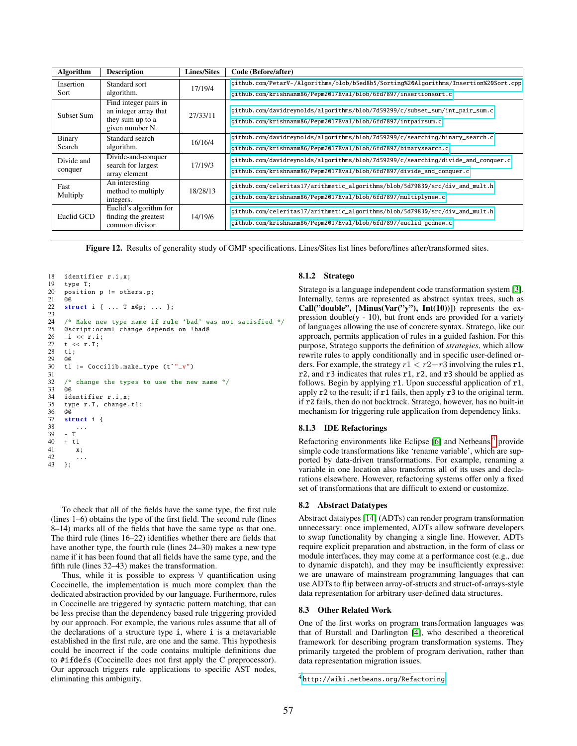| Algorithm | Description | Lines/Sites | Code (Before/after) |
|---|---|---|---|
| Insertion Sort | Standard sort algorithm. | 17/19/4 | github.com/PetarV-/Algorithms/blob/b5ed8b5/Sorting%20Algorithms/Insertion%20Sort.cpp<br>github.com/krishnanm86/Pepm2017Eval/blob/6fd7897/insertionsort.c |
| Subset Sum | Find integer pairs in an integer array that they sum up to a given number N. | 27/33/11 | github.com/davidreynolds/algorithms/blob/7d59299/c/subset_sum/int_pair_sum.c<br>github.com/krishnanm86/Pepm2017Eval/blob/6fd7897/intpairsum.c |
| Binary Search | Standard search algorithm. | 16/16/4 | github.com/davidreynolds/algorithms/blob/7d59299/c/searching/binary_search.c<br>github.com/krishnanm86/Pepm2017Eval/blob/6fd7897/binarysearch.c |
| Divide and conquer | Divide-and-conquer search for largest array element | 17/19/3 | github.com/davidreynolds/algorithms/blob/7d59299/c/searching/divide_and_conquer.c<br>github.com/krishnanm86/Pepm2017Eval/blob/6fd7897/divide_and_conquer.c |
| Fast Multiply | An interesting method to multiply integers. | 18/28/13 | github.com/celeritas17/arithmetic_algorithms/blob/5d79830/src/div_and_mult.h<br>github.com/krishnanm86/Pepm2017Eval/blob/6fd7897/multiplynew.c |
| Euclid GCD | Euclid's algorithm for finding the greatest common divisor. | 14/19/6 | github.com/celeritas17/arithmetic_algorithms/blob/5d79830/src/div_and_mult.h<br>github.com/krishnanm86/Pepm2017Eval/blob/6fd7897/euclid_gcdnew.c |

**Figure 12.** Results of generality study of GMP specifications. Lines/Sites list lines before/lines after/transformed sites.

```
18  identifier r.i,x;
19  type T;
20  position p != others.p;
21  @@
22  struct i { ... T x@p; ... };
23
24  /* Make new type name if rule 'bad' was not satisfied */
25  @script:ocaml change depends on !bad@
26  _i << r.i;
27  t << r.T;
28  t1;
29  @@
30  t1 := Coccilib.make_type (t^"_v")
31
32  /* change the types to use the new name */
33  @@
34  identifier r.i,x;
35  type r.T, change.t1;
36  @@
37  struct i {
38     ...
39  - T
40  + t1
41     x;
42     ...
43  };
```

To check that all of the fields have the same type, the first rule (lines 1–6) obtains the type of the first field. The second rule (lines 8–14) marks all of the fields that have the same type as that one. The third rule (lines 16–22) identifies whether there are fields that have another type, the fourth rule (lines 24–30) makes a new type name if it has been found that all fields have the same type, and the fifth rule (lines 32–43) makes the transformation.

Thus, while it is possible to express $\forall$ quantification using Coccinelle, the implementation is much more complex than the dedicated abstraction provided by our language. Furthermore, rules in Coccinelle are triggered by syntactic pattern matching, that can be less precise than the dependency based rule triggering provided by our approach. For example, the various rules assume that all of the declarations of a structure type `i`, where `i` is a metavariable established in the first rule, are one and the same. This hypothesis could be incorrect if the code contains multiple definitions due to `#ifdefs` (Coccinelle does not first apply the C preprocessor). Our approach triggers rule applications to specific AST nodes, eliminating this ambiguity.

#### 8.1.2 Stratego

Stratego is a language independent code transformation system [3]. Internally, terms are represented as abstract syntax trees, such as **Call("double", [Minus(Var("y"), Int(10))])** represents the expression double(y - 10), but front ends are provided for a variety of languages allowing the use of concrete syntax. Stratego, like our approach, permits application of rules in a guided fashion. For this purpose, Stratego supports the definition of *strategies*, which allow rewrite rules to apply conditionally and in specific user-defined orders. For example, the strategy $r1 < r2 + r3$ involving the rules `r1`, `r2`, and `r3` indicates that rules `r1`, `r2`, and `r3` should be applied as follows. Begin by applying `r1`. Upon successful application of `r1`, apply `r2` to the result; if `r1` fails, then apply `r3` to the original term. if `r2` fails, then do not backtrack. Stratego, however, has no built-in mechanism for triggering rule application from dependency links.

#### 8.1.3 IDE Refactorings

Refactoring environments like Eclipse [6] and Netbeans[4] provide simple code transformations like 'rename variable', which are supported by data-driven transformations. For example, renaming a variable in one location also transforms all of its uses and declarations elsewhere. However, refactoring systems offer only a fixed set of transformations that are difficult to extend or customize.

### 8.2 Abstract Datatypes

Abstract datatypes [14] (ADTs) can render program transformation unnecessary: once implemented, ADTs allow software developers to swap functionality by changing a single line. However, ADTs require explicit preparation and abstraction, in the form of class or module interfaces, they may come at a performance cost (e.g., due to dynamic dispatch), and they may be insufficiently expressive: we are unaware of mainstream programming languages that can use ADTs to flip between array-of-structs and struct-of-arrays-style data representation for arbitrary user-defined data structures.

### 8.3 Other Related Work

One of the first works on program transformation languages was that of Burstall and Darlington [4], who described a theoretical framework for describing program transformation systems. They primarily targeted the problem of program derivation, rather than data representation migration issues.

[4] http://wiki.netbeans.org/Refactoring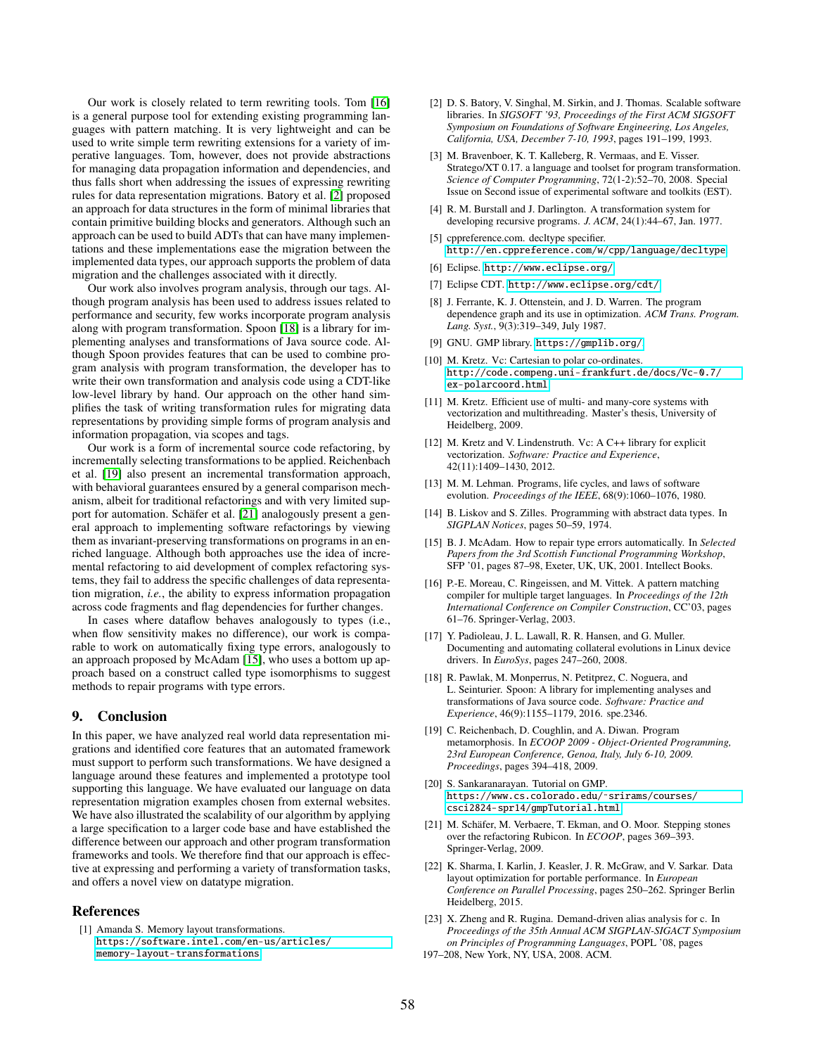Our work is closely related to term rewriting tools. Tom [16] is a general purpose tool for extending existing programming languages with pattern matching. It is very lightweight and can be used to write simple term rewriting extensions for a variety of imperative languages. Tom, however, does not provide abstractions for managing data propagation information and dependencies, and thus falls short when addressing the issues of expressing rewriting rules for data representation migrations. Batory et al. [2] proposed an approach for data structures in the form of minimal libraries that contain primitive building blocks and generators. Although such an approach can be used to build ADTs that can have many implementations and these implementations ease the migration between the implemented data types, our approach supports the problem of data migration and the challenges associated with it directly.

Our work also involves program analysis, through our tags. Although program analysis has been used to address issues related to performance and security, few works incorporate program analysis along with program transformation. Spoon [18] is a library for implementing analyses and transformations of Java source code. Although Spoon provides features that can be used to combine program analysis with program transformation, the developer has to write their own transformation and analysis code using a CDT-like low-level library by hand. Our approach on the other hand simplifies the task of writing transformation rules for migrating data representations by providing simple forms of program analysis and information propagation, via scopes and tags.

Our work is a form of incremental source code refactoring, by incrementally selecting transformations to be applied. Reichenbach et al. [19] also present an incremental transformation approach, with behavioral guarantees ensured by a general comparison mechanism, albeit for traditional refactorings and with very limited support for automation. Schäfer et al. [21] analogously present a general approach to implementing software refactorings by viewing them as invariant-preserving transformations on programs in an enriched language. Although both approaches use the idea of incremental refactoring to aid development of complex refactoring systems, they fail to address the specific challenges of data representation migration, *i.e.*, the ability to express information propagation across code fragments and flag dependencies for further changes.

In cases where dataflow behaves analogously to types (i.e., when flow sensitivity makes no difference), our work is comparable to work on automatically fixing type errors, analogously to an approach proposed by McAdam [15], who uses a bottom up approach based on a construct called type isomorphisms to suggest methods to repair programs with type errors.

## 9. Conclusion

In this paper, we have analyzed real world data representation migrations and identified core features that an automated framework must support to perform such transformations. We have designed a language around these features and implemented a prototype tool supporting this language. We have evaluated our language on data representation migration examples chosen from external websites. We have also illustrated the scalability of our algorithm by applying a large specification to a larger code base and have established the difference between our approach and other program transformation frameworks and tools. We therefore find that our approach is effective at expressing and performing a variety of transformation tasks, and offers a novel view on datatype migration.

## References

[1] Amanda S. Memory layout transformations. https://software.intel.com/en-us/articles/memory-layout-transformations

[2] D. S. Batory, V. Singhal, M. Sirkin, and J. Thomas. Scalable software libraries. In *SIGSOFT '93, Proceedings of the First ACM SIGSOFT Symposium on Foundations of Software Engineering, Los Angeles, California, USA, December 7-10, 1993*, pages 191–199, 1993.

[3] M. Bravenboer, K. T. Kalleberg, R. Vermaas, and E. Visser. Stratego/XT 0.17. a language and toolset for program transformation. *Science of Computer Programming*, 72(1-2):52–70, 2008. Special Issue on Second issue of experimental software and toolkits (EST).

[4] R. M. Burstall and J. Darlington. A transformation system for developing recursive programs. *J. ACM*, 24(1):44–67, Jan. 1977.

[5] cppreference.com. decltype specifier. http://en.cppreference.com/w/cpp/language/decltype

[6] Eclipse. http://www.eclipse.org/

[7] Eclipse CDT. http://www.eclipse.org/cdt/

[8] J. Ferrante, K. J. Ottenstein, and J. D. Warren. The program dependence graph and its use in optimization. *ACM Trans. Program. Lang. Syst.*, 9(3):319–349, July 1987.

[9] GNU. GMP library. https://gmplib.org/

[10] M. Kretz. Vc: Cartesian to polar co-ordinates. http://code.compeng.uni-frankfurt.de/docs/Vc-0.7/ex-polarcoord.html

[11] M. Kretz. Efficient use of multi- and many-core systems with vectorization and multithreading. Master's thesis, University of Heidelberg, 2009.

[12] M. Kretz and V. Lindenstruth. Vc: A C++ library for explicit vectorization. *Software: Practice and Experience*, 42(11):1409–1430, 2012.

[13] M. M. Lehman. Programs, life cycles, and laws of software evolution. *Proceedings of the IEEE*, 68(9):1060–1076, 1980.

[14] B. Liskov and S. Zilles. Programming with abstract data types. In *SIGPLAN Notices*, pages 50–59, 1974.

[15] B. J. McAdam. How to repair type errors automatically. In *Selected Papers from the 3rd Scottish Functional Programming Workshop*, SFP '01, pages 87–98, Exeter, UK, UK, 2001. Intellect Books.

[16] P.-E. Moreau, C. Ringeissen, and M. Vittek. A pattern matching compiler for multiple target languages. In *Proceedings of the 12th International Conference on Compiler Construction*, CC'03, pages 61–76. Springer-Verlag, 2003.

[17] Y. Padioleau, J. L. Lawall, R. R. Hansen, and G. Muller. Documenting and automating collateral evolutions in Linux device drivers. In *EuroSys*, pages 247–260, 2008.

[18] R. Pawlak, M. Monperrus, N. Petitprez, C. Noguera, and L. Seinturier. Spoon: A library for implementing analyses and transformations of Java source code. *Software: Practice and Experience*, 46(9):1155–1179, 2016. spe.2346.

[19] C. Reichenbach, D. Coughlin, and A. Diwan. Program metamorphosis. In *ECOOP 2009 - Object-Oriented Programming, 23rd European Conference, Genoa, Italy, July 6-10, 2009. Proceedings*, pages 394–418, 2009.

[20] S. Sankaranarayan. Tutorial on GMP. https://www.cs.colorado.edu/~srirams/courses/csci2824-spr14/gmpTutorial.html

[21] M. Schäfer, M. Verbaere, T. Ekman, and O. Moor. Stepping stones over the refactoring Rubicon. In *ECOOP*, pages 369–393. Springer-Verlag, 2009.

[22] K. Sharma, I. Karlin, J. Keasler, J. R. McGraw, and V. Sarkar. Data layout optimization for portable performance. In *European Conference on Parallel Processing*, pages 250–262. Springer Berlin Heidelberg, 2015.

[23] X. Zheng and R. Rugina. Demand-driven alias analysis for c. In *Proceedings of the 35th Annual ACM SIGPLAN-SIGACT Symposium on Principles of Programming Languages*, POPL '08, pages 197–208, New York, NY, USA, 2008. ACM.